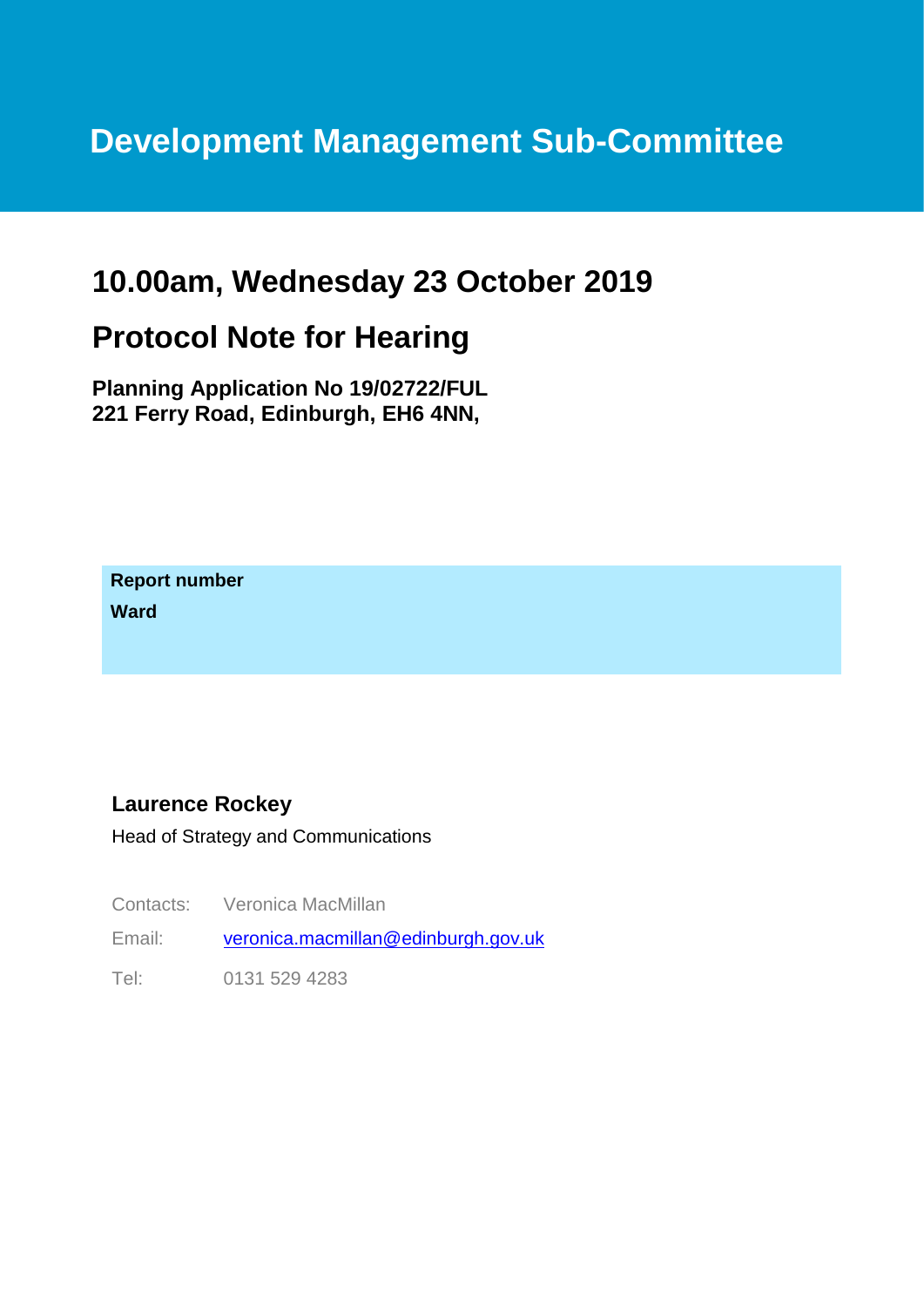# Development Management Sub-Committee

## 10.00am, Wednesday 23 October 2019

## Protocol Note for Hearing

**Planning Application No 19/02722/FUL**
**221 Ferry Road, Edinburgh, EH6 4NN,**

**Report number**
**Ward**

**Laurence Rockey**
Head of Strategy and Communications

| | |
|---|---|
| Contacts: | Veronica MacMillan |
| Email: | veronica.macmillan@edinburgh.gov.uk |
| Tel: | 0131 529 4283 |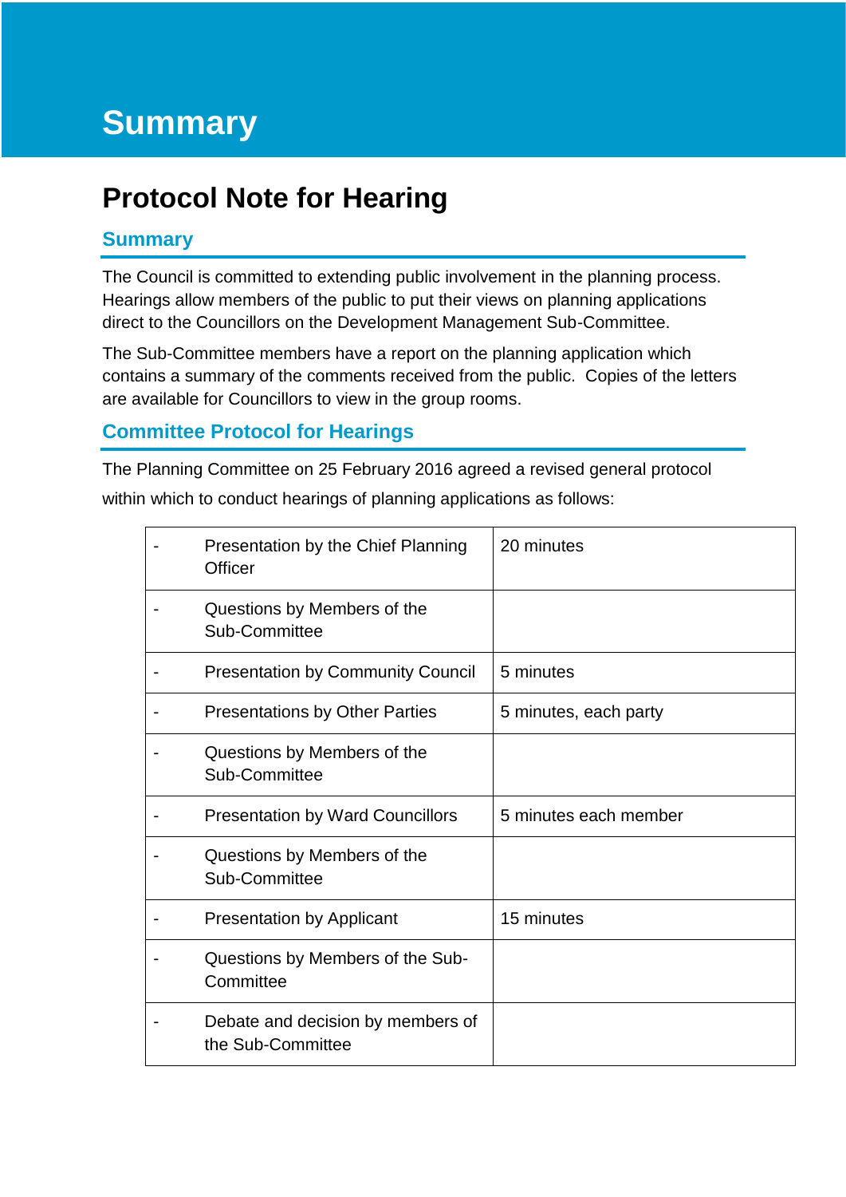# Summary

## Protocol Note for Hearing

### Summary

The Council is committed to extending public involvement in the planning process. Hearings allow members of the public to put their views on planning applications direct to the Councillors on the Development Management Sub-Committee.

The Sub-Committee members have a report on the planning application which contains a summary of the comments received from the public. Copies of the letters are available for Councillors to view in the group rooms.

### Committee Protocol for Hearings

The Planning Committee on 25 February 2016 agreed a revised general protocol within which to conduct hearings of planning applications as follows:

| | | |
|---|---|---|
| - | Presentation by the Chief Planning Officer | 20 minutes |
| - | Questions by Members of the Sub-Committee | |
| - | Presentation by Community Council | 5 minutes |
| - | Presentations by Other Parties | 5 minutes, each party |
| - | Questions by Members of the Sub-Committee | |
| - | Presentation by Ward Councillors | 5 minutes each member |
| - | Questions by Members of the Sub-Committee | |
| - | Presentation by Applicant | 15 minutes |
| - | Questions by Members of the Sub-Committee | |
| - | Debate and decision by members of the Sub-Committee | |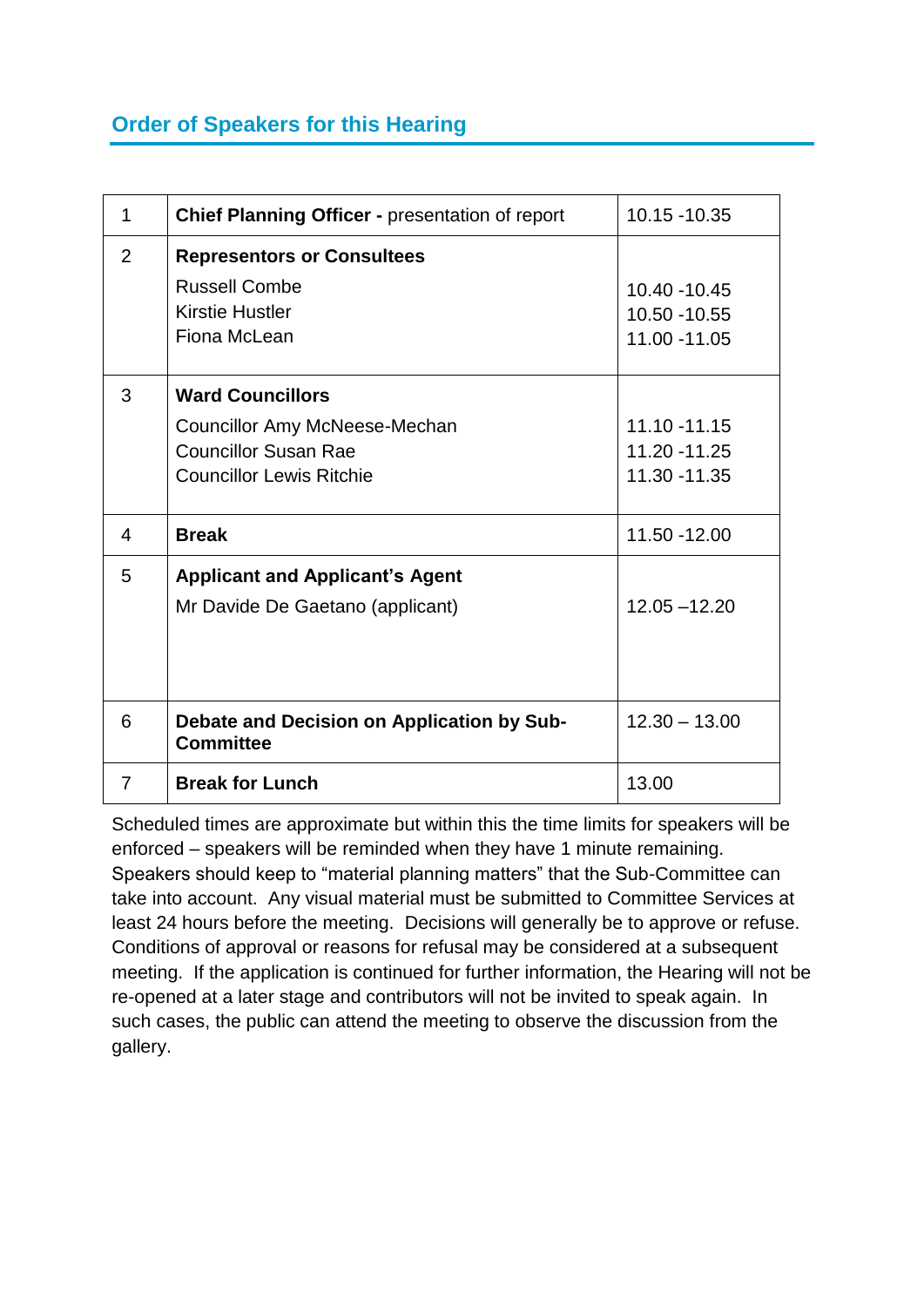## Order of Speakers for this Hearing

| | | |
|---|---|---|
| 1 | **Chief Planning Officer -** presentation of report | 10.15 -10.35 |
| 2 | **Representors or Consultees**<br>Russell Combe<br>Kirstie Hustler<br>Fiona McLean | <br>10.40 -10.45<br>10.50 -10.55<br>11.00 -11.05 |
| 3 | **Ward Councillors**<br>Councillor Amy McNeese-Mechan<br>Councillor Susan Rae<br>Councillor Lewis Ritchie | <br>11.10 -11.15<br>11.20 -11.25<br>11.30 -11.35 |
| 4 | **Break** | 11.50 -12.00 |
| 5 | **Applicant and Applicant's Agent**<br>Mr Davide De Gaetano (applicant) | <br>12.05 –12.20 |
| 6 | **Debate and Decision on Application by Sub-Committee** | 12.30 – 13.00 |
| 7 | **Break for Lunch** | 13.00 |

Scheduled times are approximate but within this the time limits for speakers will be enforced – speakers will be reminded when they have 1 minute remaining. Speakers should keep to "material planning matters" that the Sub-Committee can take into account. Any visual material must be submitted to Committee Services at least 24 hours before the meeting. Decisions will generally be to approve or refuse. Conditions of approval or reasons for refusal may be considered at a subsequent meeting. If the application is continued for further information, the Hearing will not be re-opened at a later stage and contributors will not be invited to speak again. In such cases, the public can attend the meeting to observe the discussion from the gallery.